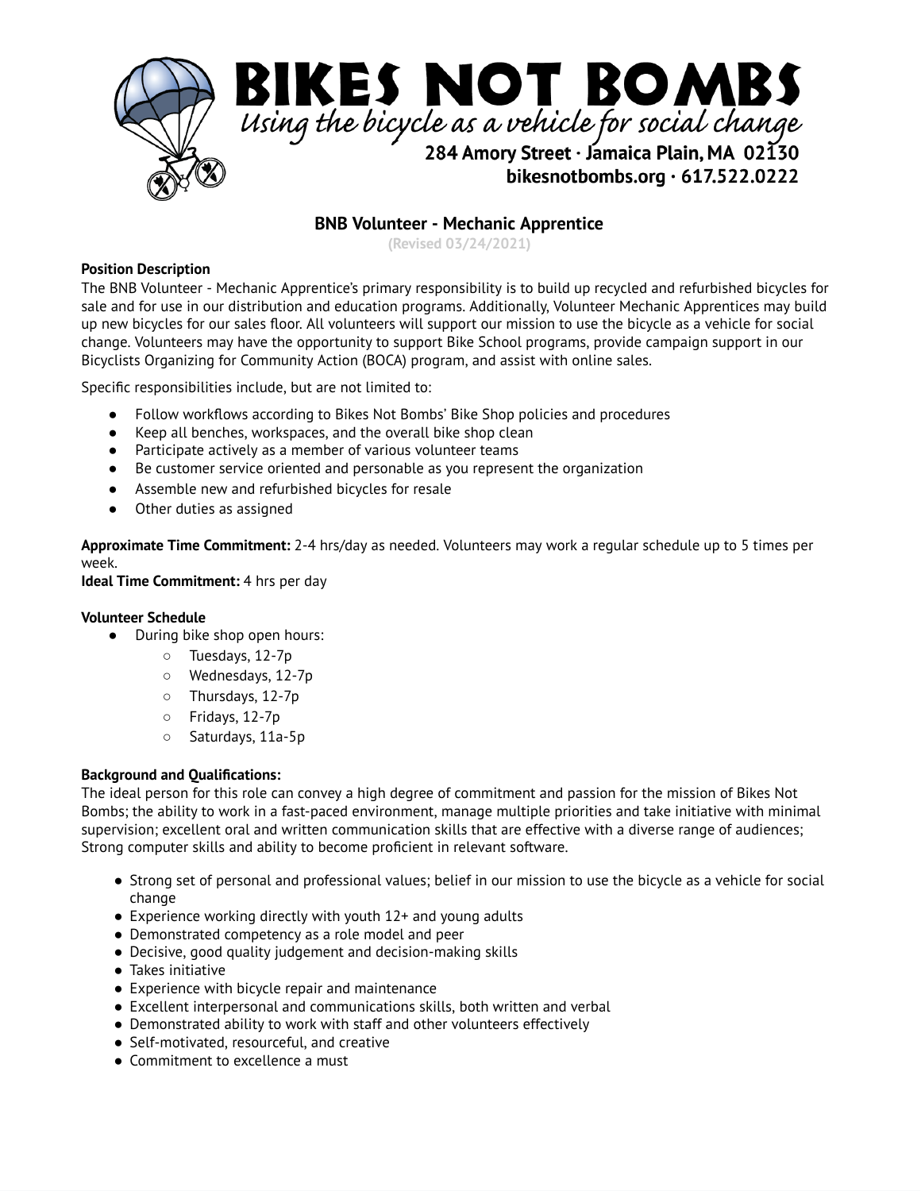# BIKES NOT BOMBS

*Using the bicycle as a vehicle for social change*

**284 Amory Street · Jamaica Plain, MA 02130**
**bikesnotbombs.org · 617.522.0222**

## BNB Volunteer - Mechanic Apprentice

(Revised 03/24/2021)

**Position Description**

The BNB Volunteer - Mechanic Apprentice's primary responsibility is to build up recycled and refurbished bicycles for sale and for use in our distribution and education programs. Additionally, Volunteer Mechanic Apprentices may build up new bicycles for our sales floor. All volunteers will support our mission to use the bicycle as a vehicle for social change. Volunteers may have the opportunity to support Bike School programs, provide campaign support in our Bicyclists Organizing for Community Action (BOCA) program, and assist with online sales.

Specific responsibilities include, but are not limited to:

- Follow workflows according to Bikes Not Bombs' Bike Shop policies and procedures
- Keep all benches, workspaces, and the overall bike shop clean
- Participate actively as a member of various volunteer teams
- Be customer service oriented and personable as you represent the organization
- Assemble new and refurbished bicycles for resale
- Other duties as assigned

**Approximate Time Commitment:** 2-4 hrs/day as needed. Volunteers may work a regular schedule up to 5 times per week.
**Ideal Time Commitment:** 4 hrs per day

**Volunteer Schedule**

- During bike shop open hours:
  - Tuesdays, 12-7p
  - Wednesdays, 12-7p
  - Thursdays, 12-7p
  - Fridays, 12-7p
  - Saturdays, 11a-5p

**Background and Qualifications:**

The ideal person for this role can convey a high degree of commitment and passion for the mission of Bikes Not Bombs; the ability to work in a fast-paced environment, manage multiple priorities and take initiative with minimal supervision; excellent oral and written communication skills that are effective with a diverse range of audiences; Strong computer skills and ability to become proficient in relevant software.

- Strong set of personal and professional values; belief in our mission to use the bicycle as a vehicle for social change
- Experience working directly with youth 12+ and young adults
- Demonstrated competency as a role model and peer
- Decisive, good quality judgement and decision-making skills
- Takes initiative
- Experience with bicycle repair and maintenance
- Excellent interpersonal and communications skills, both written and verbal
- Demonstrated ability to work with staff and other volunteers effectively
- Self-motivated, resourceful, and creative
- Commitment to excellence a must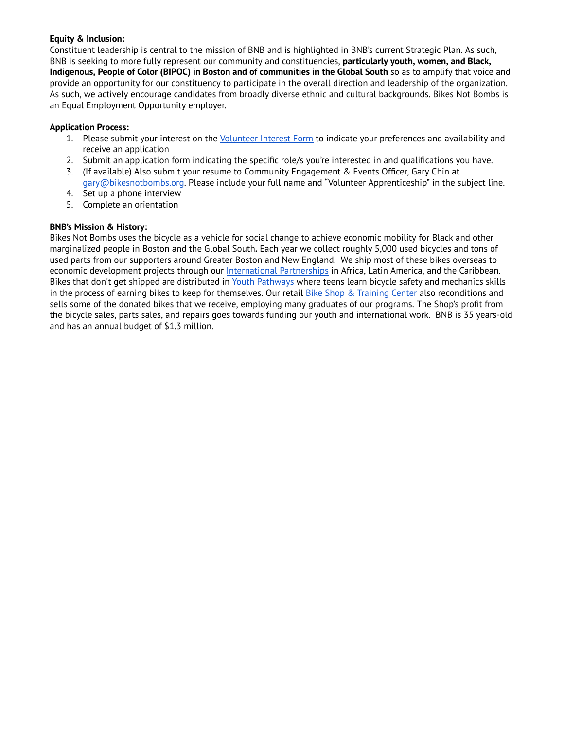**Equity & Inclusion:**
Constituent leadership is central to the mission of BNB and is highlighted in BNB's current Strategic Plan. As such, BNB is seeking to more fully represent our community and constituencies, **particularly youth, women, and Black, Indigenous, People of Color (BIPOC) in Boston and of communities in the Global South** so as to amplify that voice and provide an opportunity for our constituency to participate in the overall direction and leadership of the organization. As such, we actively encourage candidates from broadly diverse ethnic and cultural backgrounds. Bikes Not Bombs is an Equal Employment Opportunity employer.

**Application Process:**

1. Please submit your interest on the Volunteer Interest Form to indicate your preferences and availability and receive an application
2. Submit an application form indicating the specific role/s you're interested in and qualifications you have.
3. (If available) Also submit your resume to Community Engagement & Events Officer, Gary Chin at gary@bikesnotbombs.org. Please include your full name and "Volunteer Apprenticeship" in the subject line.
4. Set up a phone interview
5. Complete an orientation

**BNB's Mission & History:**
Bikes Not Bombs uses the bicycle as a vehicle for social change to achieve economic mobility for Black and other marginalized people in Boston and the Global South**.** Each year we collect roughly 5,000 used bicycles and tons of used parts from our supporters around Greater Boston and New England. We ship most of these bikes overseas to economic development projects through our International Partnerships in Africa, Latin America, and the Caribbean. Bikes that don't get shipped are distributed in Youth Pathways where teens learn bicycle safety and mechanics skills in the process of earning bikes to keep for themselves. Our retail Bike Shop & Training Center also reconditions and sells some of the donated bikes that we receive, employing many graduates of our programs. The Shop's profit from the bicycle sales, parts sales, and repairs goes towards funding our youth and international work. BNB is 35 years-old and has an annual budget of $1.3 million.